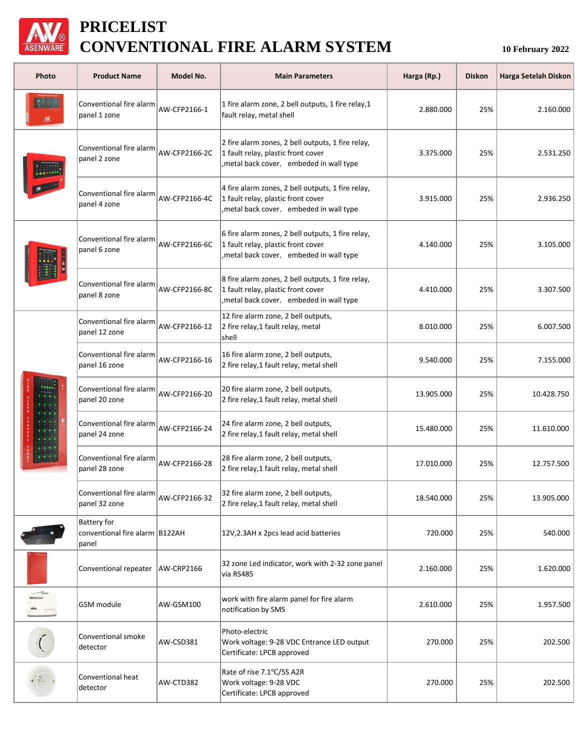# PRICELIST
# CONVENTIONAL FIRE ALARM SYSTEM

**10 February 2022**

| Photo | Product Name | Model No. | Main Parameters | Harga (Rp.) | Diskon | Harga Setelah Diskon |
|---|---|---|---|---|---|---|
| | Conventional fire alarm panel 1 zone | AW-CFP2166-1 | 1 fire alarm zone, 2 bell outputs, 1 fire relay,1 fault relay, metal shell | 2.880.000 | 25% | 2.160.000 |
| | Conventional fire alarm panel 2 zone | AW-CFP2166-2C | 2 fire alarm zones, 2 bell outputs, 1 fire relay, 1 fault relay, plastic front cover ,metal back cover, embeded in wall type | 3.375.000 | 25% | 2.531.250 |
| | Conventional fire alarm panel 4 zone | AW-CFP2166-4C | 4 fire alarm zones, 2 bell outputs, 1 fire relay, 1 fault relay, plastic front cover ,metal back cover, embeded in wall type | 3.915.000 | 25% | 2.936.250 |
| | Conventional fire alarm panel 6 zone | AW-CFP2166-6C | 6 fire alarm zones, 2 bell outputs, 1 fire relay, 1 fault relay, plastic front cover ,metal back cover, embeded in wall type | 4.140.000 | 25% | 3.105.000 |
| | Conventional fire alarm panel 8 zone | AW-CFP2166-8C | 8 fire alarm zones, 2 bell outputs, 1 fire relay, 1 fault relay, plastic front cover ,metal back cover, embeded in wall type | 4.410.000 | 25% | 3.307.500 |
| | Conventional fire alarm panel 12 zone | AW-CFP2166-12 | 12 fire alarm zone, 2 bell outputs, 2 fire relay,1 fault relay, metal shell | 8.010.000 | 25% | 6.007.500 |
| | Conventional fire alarm panel 16 zone | AW-CFP2166-16 | 16 fire alarm zone, 2 bell outputs, 2 fire relay,1 fault relay, metal shell | 9.540.000 | 25% | 7.155.000 |
| | Conventional fire alarm panel 20 zone | AW-CFP2166-20 | 20 fire alarm zone, 2 bell outputs, 2 fire relay,1 fault relay, metal shell | 13.905.000 | 25% | 10.428.750 |
| | Conventional fire alarm panel 24 zone | AW-CFP2166-24 | 24 fire alarm zone, 2 bell outputs, 2 fire relay,1 fault relay, metal shell | 15.480.000 | 25% | 11.610.000 |
| | Conventional fire alarm panel 28 zone | AW-CFP2166-28 | 28 fire alarm zone, 2 bell outputs, 2 fire relay,1 fault relay, metal shell | 17.010.000 | 25% | 12.757.500 |
| | Conventional fire alarm panel 32 zone | AW-CFP2166-32 | 32 fire alarm zone, 2 bell outputs, 2 fire relay,1 fault relay, metal shell | 18.540.000 | 25% | 13.905.000 |
| | Battery for conventional fire alarm panel | B122AH | 12V,2.3AH x 2pcs lead acid batteries | 720.000 | 25% | 540.000 |
| | Conventional repeater | AW-CRP2166 | 32 zone Led indicator, work with 2-32 zone panel via RS485 | 2.160.000 | 25% | 1.620.000 |
| | GSM module | AW-GSM100 | work with fire alarm panel for fire alarm notification by SMS | 2.610.000 | 25% | 1.957.500 |
| | Conventional smoke detector | AW-CSD381 | Photo-electric Work voltage: 9-28 VDC Entrance LED output Certificate: LPCB approved | 270.000 | 25% | 202.500 |
| | Conventional heat detector | AW-CTD382 | Rate of rise 7.1°C/5S A2R Work voltage: 9-28 VDC Certificate: LPCB approved | 270.000 | 25% | 202.500 |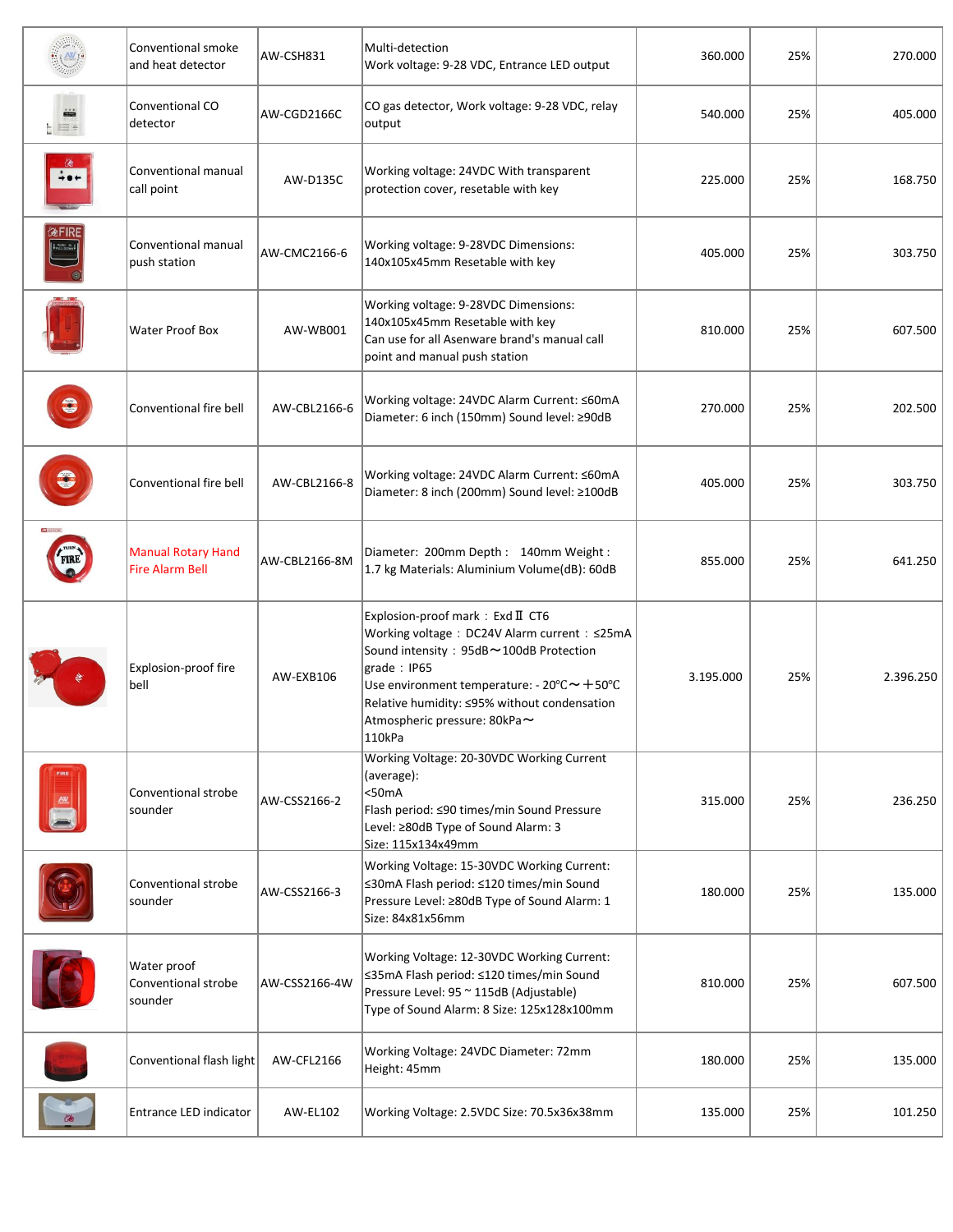|  | Conventional smoke and heat detector | AW-CSH831 | Multi-detection Work voltage: 9-28 VDC, Entrance LED output | 360.000 | 25% | 270.000 |
|---|---|---|---|---|---|---|
|  | Conventional CO detector | AW-CGD2166C | CO gas detector, Work voltage: 9-28 VDC, relay output | 540.000 | 25% | 405.000 |
|  | Conventional manual call point | AW-D135C | Working voltage: 24VDC With transparent protection cover, resetable with key | 225.000 | 25% | 168.750 |
|  | Conventional manual push station | AW-CMC2166-6 | Working voltage: 9-28VDC Dimensions: 140x105x45mm Resetable with key | 405.000 | 25% | 303.750 |
|  | Water Proof Box | AW-WB001 | Working voltage: 9-28VDC Dimensions: 140x105x45mm Resetable with key Can use for all Asenware brand's manual call point and manual push station | 810.000 | 25% | 607.500 |
|  | Conventional fire bell | AW-CBL2166-6 | Working voltage: 24VDC Alarm Current: ≤60mA Diameter: 6 inch (150mm) Sound level: ≥90dB | 270.000 | 25% | 202.500 |
|  | Conventional fire bell | AW-CBL2166-8 | Working voltage: 24VDC Alarm Current: ≤60mA Diameter: 8 inch (200mm) Sound level: ≥100dB | 405.000 | 25% | 303.750 |
|  | Manual Rotary Hand Fire Alarm Bell | AW-CBL2166-8M | Diameter: 200mm Depth : 140mm Weight : 1.7 kg Materials: Aluminium Volume(dB): 60dB | 855.000 | 25% | 641.250 |
|  | Explosion-proof fire bell | AW-EXB106 | Explosion-proof mark : Exd Ⅱ CT6 Working voltage : DC24V Alarm current : ≤25mA Sound intensity : 95dB～100dB Protection grade : IP65 Use environment temperature: - 20℃～＋50℃ Relative humidity: ≤95% without condensation Atmospheric pressure: 80kPa～110kPa | 3.195.000 | 25% | 2.396.250 |
|  | Conventional strobe sounder | AW-CSS2166-2 | Working Voltage: 20-30VDC Working Current (average): <50mA Flash period: ≤90 times/min Sound Pressure Level: ≥80dB Type of Sound Alarm: 3 Size: 115x134x49mm | 315.000 | 25% | 236.250 |
|  | Conventional strobe sounder | AW-CSS2166-3 | Working Voltage: 15-30VDC Working Current: ≤30mA Flash period: ≤120 times/min Sound Pressure Level: ≥80dB Type of Sound Alarm: 1 Size: 84x81x56mm | 180.000 | 25% | 135.000 |
|  | Water proof Conventional strobe sounder | AW-CSS2166-4W | Working Voltage: 12-30VDC Working Current: ≤35mA Flash period: ≤120 times/min Sound Pressure Level: 95 ~ 115dB (Adjustable) Type of Sound Alarm: 8 Size: 125x128x100mm | 810.000 | 25% | 607.500 |
|  | Conventional flash light | AW-CFL2166 | Working Voltage: 24VDC Diameter: 72mm Height: 45mm | 180.000 | 25% | 135.000 |
|  | Entrance LED indicator | AW-EL102 | Working Voltage: 2.5VDC Size: 70.5x36x38mm | 135.000 | 25% | 101.250 |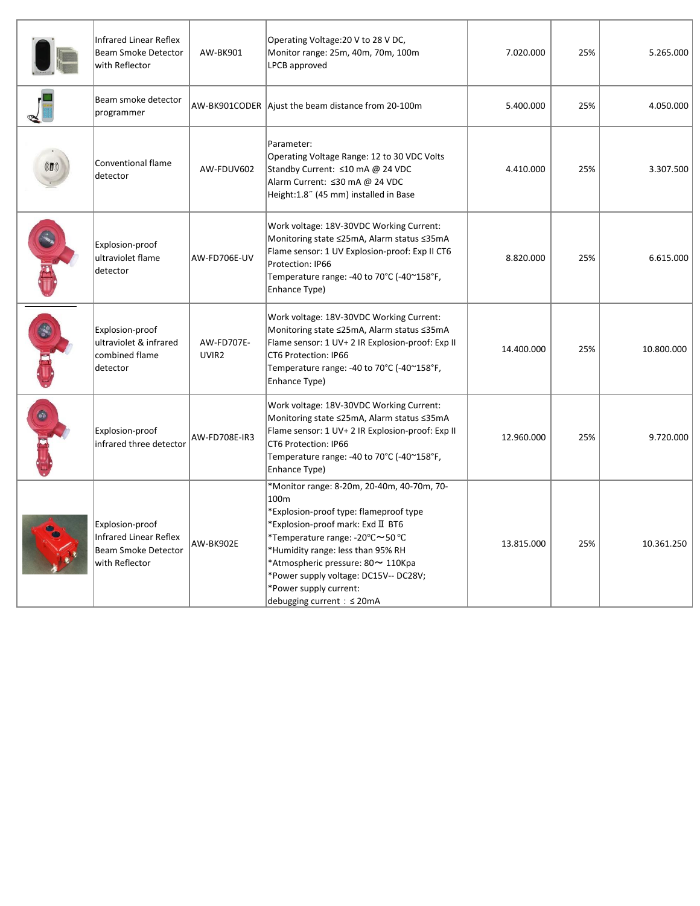| | | | | | | |
|---|---|---|---|---|---|---|
| | Infrared Linear Reflex Beam Smoke Detector with Reflector | AW-BK901 | Operating Voltage:20 V to 28 V DC,<br>Monitor range: 25m, 40m, 70m, 100m<br>LPCB approved | 7.020.000 | 25% | 5.265.000 |
| | Beam smoke detector programmer | AW-BK901CODER | Ajust the beam distance from 20-100m | 5.400.000 | 25% | 4.050.000 |
| | Conventional flame detector | AW-FDUV602 | Parameter:<br>Operating Voltage Range: 12 to 30 VDC Volts<br>Standby Current: ≤10 mA @ 24 VDC<br>Alarm Current: ≤30 mA @ 24 VDC<br>Height:1.8˝ (45 mm) installed in Base | 4.410.000 | 25% | 3.307.500 |
| | Explosion-proof ultraviolet flame detector | AW-FD706E-UV | Work voltage: 18V-30VDC Working Current: Monitoring state ≤25mA, Alarm status ≤35mA Flame sensor: 1 UV Explosion-proof: Exp II CT6 Protection: IP66<br>Temperature range: -40 to 70°C (-40~158°F, Enhance Type) | 8.820.000 | 25% | 6.615.000 |
| | Explosion-proof ultraviolet & infrared combined flame detector | AW-FD707E-UVIR2 | Work voltage: 18V-30VDC Working Current: Monitoring state ≤25mA, Alarm status ≤35mA Flame sensor: 1 UV+ 2 IR Explosion-proof: Exp II CT6 Protection: IP66<br>Temperature range: -40 to 70°C (-40~158°F, Enhance Type) | 14.400.000 | 25% | 10.800.000 |
| | Explosion-proof infrared three detector | AW-FD708E-IR3 | Work voltage: 18V-30VDC Working Current: Monitoring state ≤25mA, Alarm status ≤35mA Flame sensor: 1 UV+ 2 IR Explosion-proof: Exp II CT6 Protection: IP66<br>Temperature range: -40 to 70°C (-40~158°F, Enhance Type) | 12.960.000 | 25% | 9.720.000 |
| | Explosion-proof Infrared Linear Reflex Beam Smoke Detector with Reflector | AW-BK902E | *Monitor range: 8-20m, 20-40m, 40-70m, 70-100m<br>*Explosion-proof type: flameproof type<br>*Explosion-proof mark: Exd Ⅱ BT6<br>*Temperature range: -20℃～50℃<br>*Humidity range: less than 95% RH<br>*Atmospheric pressure: 80～ 110Kpa<br>*Power supply voltage: DC15V-- DC28V;<br>*Power supply current:<br>debugging current ：≤ 20mA | 13.815.000 | 25% | 10.361.250 |